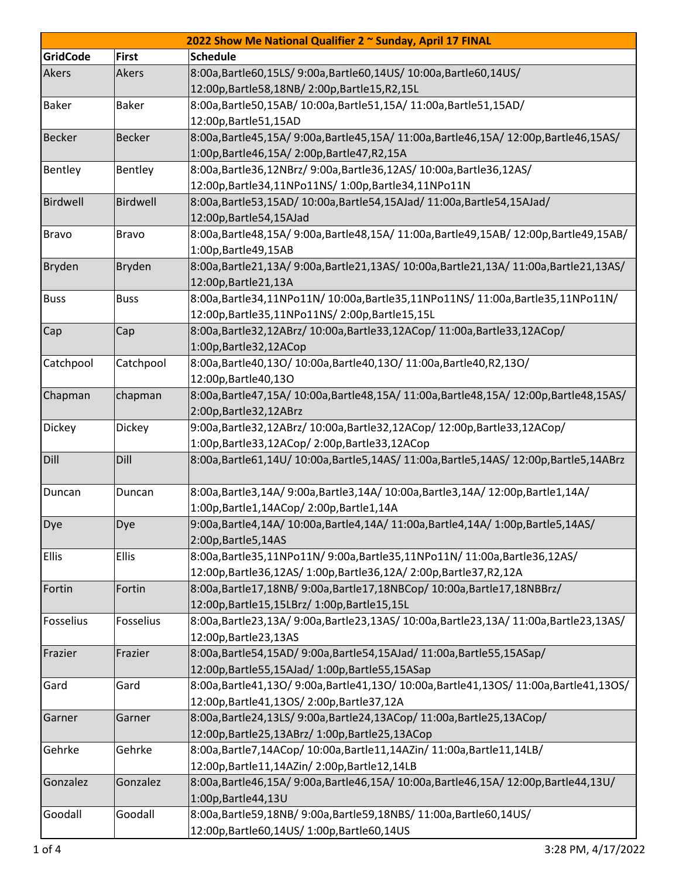| 2022 Show Me National Qualifier 2 ~ Sunday, April 17 FINAL | | |
|---|---|---|
| **GridCode** | **First** | **Schedule** |
| Akers | Akers | 8:00a,Bartle60,15LS/ 9:00a,Bartle60,14US/ 10:00a,Bartle60,14US/ 12:00p,Bartle58,18NB/ 2:00p,Bartle15,R2,15L |
| Baker | Baker | 8:00a,Bartle50,15AB/ 10:00a,Bartle51,15A/ 11:00a,Bartle51,15AD/ 12:00p,Bartle51,15AD |
| Becker | Becker | 8:00a,Bartle45,15A/ 9:00a,Bartle45,15A/ 11:00a,Bartle46,15A/ 12:00p,Bartle46,15AS/ 1:00p,Bartle46,15A/ 2:00p,Bartle47,R2,15A |
| Bentley | Bentley | 8:00a,Bartle36,12NBrz/ 9:00a,Bartle36,12AS/ 10:00a,Bartle36,12AS/ 12:00p,Bartle34,11NPo11NS/ 1:00p,Bartle34,11NPo11N |
| Birdwell | Birdwell | 8:00a,Bartle53,15AD/ 10:00a,Bartle54,15AJad/ 11:00a,Bartle54,15AJad/ 12:00p,Bartle54,15AJad |
| Bravo | Bravo | 8:00a,Bartle48,15A/ 9:00a,Bartle48,15A/ 11:00a,Bartle49,15AB/ 12:00p,Bartle49,15AB/ 1:00p,Bartle49,15AB |
| Bryden | Bryden | 8:00a,Bartle21,13A/ 9:00a,Bartle21,13AS/ 10:00a,Bartle21,13A/ 11:00a,Bartle21,13AS/ 12:00p,Bartle21,13A |
| Buss | Buss | 8:00a,Bartle34,11NPo11N/ 10:00a,Bartle35,11NPo11NS/ 11:00a,Bartle35,11NPo11N/ 12:00p,Bartle35,11NPo11NS/ 2:00p,Bartle15,15L |
| Cap | Cap | 8:00a,Bartle32,12ABrz/ 10:00a,Bartle33,12ACop/ 11:00a,Bartle33,12ACop/ 1:00p,Bartle32,12ACop |
| Catchpool | Catchpool | 8:00a,Bartle40,13O/ 10:00a,Bartle40,13O/ 11:00a,Bartle40,R2,13O/ 12:00p,Bartle40,13O |
| Chapman | chapman | 8:00a,Bartle47,15A/ 10:00a,Bartle48,15A/ 11:00a,Bartle48,15A/ 12:00p,Bartle48,15AS/ 2:00p,Bartle32,12ABrz |
| Dickey | Dickey | 9:00a,Bartle32,12ABrz/ 10:00a,Bartle32,12ACop/ 12:00p,Bartle33,12ACop/ 1:00p,Bartle33,12ACop/ 2:00p,Bartle33,12ACop |
| Dill | Dill | 8:00a,Bartle61,14U/ 10:00a,Bartle5,14AS/ 11:00a,Bartle5,14AS/ 12:00p,Bartle5,14ABrz |
| Duncan | Duncan | 8:00a,Bartle3,14A/ 9:00a,Bartle3,14A/ 10:00a,Bartle3,14A/ 12:00p,Bartle1,14A/ 1:00p,Bartle1,14ACop/ 2:00p,Bartle1,14A |
| Dye | Dye | 9:00a,Bartle4,14A/ 10:00a,Bartle4,14A/ 11:00a,Bartle4,14A/ 1:00p,Bartle5,14AS/ 2:00p,Bartle5,14AS |
| Ellis | Ellis | 8:00a,Bartle35,11NPo11N/ 9:00a,Bartle35,11NPo11N/ 11:00a,Bartle36,12AS/ 12:00p,Bartle36,12AS/ 1:00p,Bartle36,12A/ 2:00p,Bartle37,R2,12A |
| Fortin | Fortin | 8:00a,Bartle17,18NB/ 9:00a,Bartle17,18NBCop/ 10:00a,Bartle17,18NBBrz/ 12:00p,Bartle15,15LBrz/ 1:00p,Bartle15,15L |
| Fosselius | Fosselius | 8:00a,Bartle23,13A/ 9:00a,Bartle23,13AS/ 10:00a,Bartle23,13A/ 11:00a,Bartle23,13AS/ 12:00p,Bartle23,13AS |
| Frazier | Frazier | 8:00a,Bartle54,15AD/ 9:00a,Bartle54,15AJad/ 11:00a,Bartle55,15ASap/ 12:00p,Bartle55,15AJad/ 1:00p,Bartle55,15ASap |
| Gard | Gard | 8:00a,Bartle41,13O/ 9:00a,Bartle41,13O/ 10:00a,Bartle41,13OS/ 11:00a,Bartle41,13OS/ 12:00p,Bartle41,13OS/ 2:00p,Bartle37,12A |
| Garner | Garner | 8:00a,Bartle24,13LS/ 9:00a,Bartle24,13ACop/ 11:00a,Bartle25,13ACop/ 12:00p,Bartle25,13ABrz/ 1:00p,Bartle25,13ACop |
| Gehrke | Gehrke | 8:00a,Bartle7,14ACop/ 10:00a,Bartle11,14AZin/ 11:00a,Bartle11,14LB/ 12:00p,Bartle11,14AZin/ 2:00p,Bartle12,14LB |
| Gonzalez | Gonzalez | 8:00a,Bartle46,15A/ 9:00a,Bartle46,15A/ 10:00a,Bartle46,15A/ 12:00p,Bartle44,13U/ 1:00p,Bartle44,13U |
| Goodall | Goodall | 8:00a,Bartle59,18NB/ 9:00a,Bartle59,18NBS/ 11:00a,Bartle60,14US/ 12:00p,Bartle60,14US/ 1:00p,Bartle60,14US |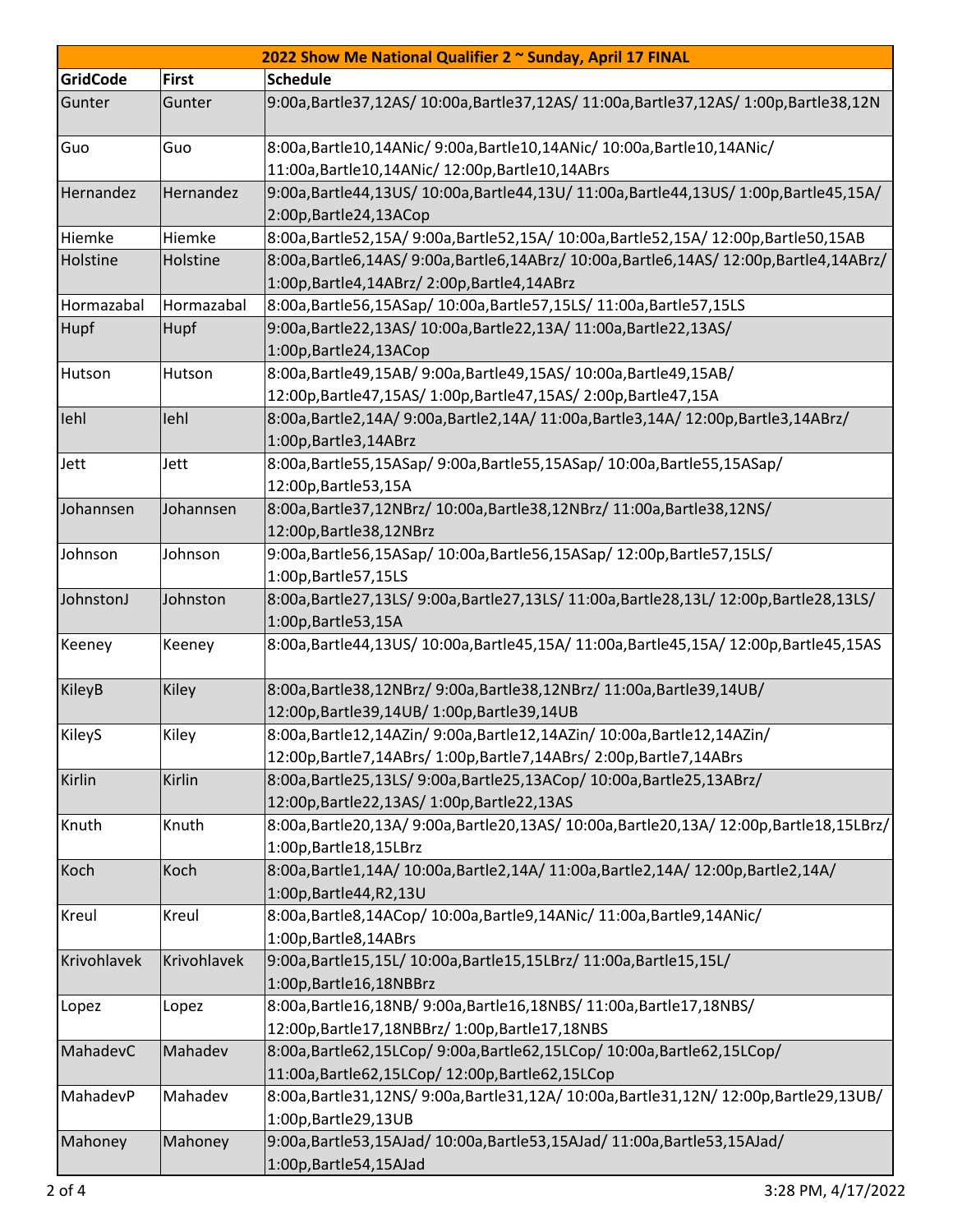| 2022 Show Me National Qualifier 2 ~ Sunday, April 17 FINAL | | |
|---|---|---|
| **GridCode** | **First** | **Schedule** |
| Gunter | Gunter | 9:00a,Bartle37,12AS/ 10:00a,Bartle37,12AS/ 11:00a,Bartle37,12AS/ 1:00p,Bartle38,12N |
| Guo | Guo | 8:00a,Bartle10,14ANic/ 9:00a,Bartle10,14ANic/ 10:00a,Bartle10,14ANic/ 11:00a,Bartle10,14ANic/ 12:00p,Bartle10,14ABrs |
| Hernandez | Hernandez | 9:00a,Bartle44,13US/ 10:00a,Bartle44,13U/ 11:00a,Bartle44,13US/ 1:00p,Bartle45,15A/ 2:00p,Bartle24,13ACop |
| Hiemke | Hiemke | 8:00a,Bartle52,15A/ 9:00a,Bartle52,15A/ 10:00a,Bartle52,15A/ 12:00p,Bartle50,15AB |
| Holstine | Holstine | 8:00a,Bartle6,14AS/ 9:00a,Bartle6,14ABrz/ 10:00a,Bartle6,14AS/ 12:00p,Bartle4,14ABrz/ 1:00p,Bartle4,14ABrz/ 2:00p,Bartle4,14ABrz |
| Hormazabal | Hormazabal | 8:00a,Bartle56,15ASap/ 10:00a,Bartle57,15LS/ 11:00a,Bartle57,15LS |
| Hupf | Hupf | 9:00a,Bartle22,13AS/ 10:00a,Bartle22,13A/ 11:00a,Bartle22,13AS/ 1:00p,Bartle24,13ACop |
| Hutson | Hutson | 8:00a,Bartle49,15AB/ 9:00a,Bartle49,15AS/ 10:00a,Bartle49,15AB/ 12:00p,Bartle47,15AS/ 1:00p,Bartle47,15AS/ 2:00p,Bartle47,15A |
| Iehl | Iehl | 8:00a,Bartle2,14A/ 9:00a,Bartle2,14A/ 11:00a,Bartle3,14A/ 12:00p,Bartle3,14ABrz/ 1:00p,Bartle3,14ABrz |
| Jett | Jett | 8:00a,Bartle55,15ASap/ 9:00a,Bartle55,15ASap/ 10:00a,Bartle55,15ASap/ 12:00p,Bartle53,15A |
| Johannsen | Johannsen | 8:00a,Bartle37,12NBrz/ 10:00a,Bartle38,12NBrz/ 11:00a,Bartle38,12NS/ 12:00p,Bartle38,12NBrz |
| Johnson | Johnson | 9:00a,Bartle56,15ASap/ 10:00a,Bartle56,15ASap/ 12:00p,Bartle57,15LS/ 1:00p,Bartle57,15LS |
| JohnstonJ | Johnston | 8:00a,Bartle27,13LS/ 9:00a,Bartle27,13LS/ 11:00a,Bartle28,13L/ 12:00p,Bartle28,13LS/ 1:00p,Bartle53,15A |
| Keeney | Keeney | 8:00a,Bartle44,13US/ 10:00a,Bartle45,15A/ 11:00a,Bartle45,15A/ 12:00p,Bartle45,15AS |
| KileyB | Kiley | 8:00a,Bartle38,12NBrz/ 9:00a,Bartle38,12NBrz/ 11:00a,Bartle39,14UB/ 12:00p,Bartle39,14UB/ 1:00p,Bartle39,14UB |
| KileyS | Kiley | 8:00a,Bartle12,14AZin/ 9:00a,Bartle12,14AZin/ 10:00a,Bartle12,14AZin/ 12:00p,Bartle7,14ABrs/ 1:00p,Bartle7,14ABrs/ 2:00p,Bartle7,14ABrs |
| Kirlin | Kirlin | 8:00a,Bartle25,13LS/ 9:00a,Bartle25,13ACop/ 10:00a,Bartle25,13ABrz/ 12:00p,Bartle22,13AS/ 1:00p,Bartle22,13AS |
| Knuth | Knuth | 8:00a,Bartle20,13A/ 9:00a,Bartle20,13AS/ 10:00a,Bartle20,13A/ 12:00p,Bartle18,15LBrz/ 1:00p,Bartle18,15LBrz |
| Koch | Koch | 8:00a,Bartle1,14A/ 10:00a,Bartle2,14A/ 11:00a,Bartle2,14A/ 12:00p,Bartle2,14A/ 1:00p,Bartle44,R2,13U |
| Kreul | Kreul | 8:00a,Bartle8,14ACop/ 10:00a,Bartle9,14ANic/ 11:00a,Bartle9,14ANic/ 1:00p,Bartle8,14ABrs |
| Krivohlavek | Krivohlavek | 9:00a,Bartle15,15L/ 10:00a,Bartle15,15LBrz/ 11:00a,Bartle15,15L/ 1:00p,Bartle16,18NBBrz |
| Lopez | Lopez | 8:00a,Bartle16,18NB/ 9:00a,Bartle16,18NBS/ 11:00a,Bartle17,18NBS/ 12:00p,Bartle17,18NBBrz/ 1:00p,Bartle17,18NBS |
| MahadevC | Mahadev | 8:00a,Bartle62,15LCop/ 9:00a,Bartle62,15LCop/ 10:00a,Bartle62,15LCop/ 11:00a,Bartle62,15LCop/ 12:00p,Bartle62,15LCop |
| MahadevP | Mahadev | 8:00a,Bartle31,12NS/ 9:00a,Bartle31,12A/ 10:00a,Bartle31,12N/ 12:00p,Bartle29,13UB/ 1:00p,Bartle29,13UB |
| Mahoney | Mahoney | 9:00a,Bartle53,15AJad/ 10:00a,Bartle53,15AJad/ 11:00a,Bartle53,15AJad/ 1:00p,Bartle54,15AJad |

3:28 PM, 4/17/2022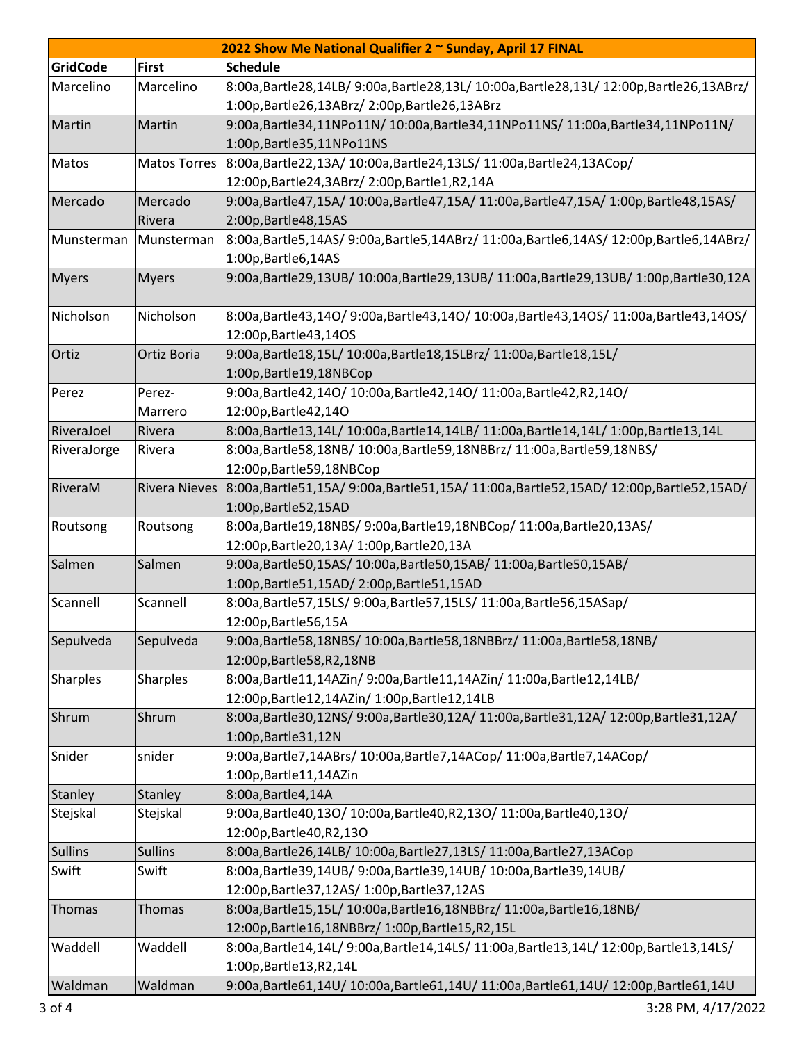| 2022 Show Me National Qualifier 2 ~ Sunday, April 17 FINAL | | |
|---|---|---|
| **GridCode** | **First** | **Schedule** |
| Marcelino | Marcelino | 8:00a,Bartle28,14LB/ 9:00a,Bartle28,13L/ 10:00a,Bartle28,13L/ 12:00p,Bartle26,13ABrz/ 1:00p,Bartle26,13ABrz/ 2:00p,Bartle26,13ABrz |
| Martin | Martin | 9:00a,Bartle34,11NPo11N/ 10:00a,Bartle34,11NPo11NS/ 11:00a,Bartle34,11NPo11N/ 1:00p,Bartle35,11NPo11NS |
| Matos | Matos Torres | 8:00a,Bartle22,13A/ 10:00a,Bartle24,13LS/ 11:00a,Bartle24,13ACop/ 12:00p,Bartle24,3ABrz/ 2:00p,Bartle1,R2,14A |
| Mercado | Mercado Rivera | 9:00a,Bartle47,15A/ 10:00a,Bartle47,15A/ 11:00a,Bartle47,15A/ 1:00p,Bartle48,15AS/ 2:00p,Bartle48,15AS |
| Munsterman | Munsterman | 8:00a,Bartle5,14AS/ 9:00a,Bartle5,14ABrz/ 11:00a,Bartle6,14AS/ 12:00p,Bartle6,14ABrz/ 1:00p,Bartle6,14AS |
| Myers | Myers | 9:00a,Bartle29,13UB/ 10:00a,Bartle29,13UB/ 11:00a,Bartle29,13UB/ 1:00p,Bartle30,12A |
| Nicholson | Nicholson | 8:00a,Bartle43,14O/ 9:00a,Bartle43,14O/ 10:00a,Bartle43,14OS/ 11:00a,Bartle43,14OS/ 12:00p,Bartle43,14OS |
| Ortiz | Ortiz Boria | 9:00a,Bartle18,15L/ 10:00a,Bartle18,15LBrz/ 11:00a,Bartle18,15L/ 1:00p,Bartle19,18NBCop |
| Perez | Perez-Marrero | 9:00a,Bartle42,14O/ 10:00a,Bartle42,14O/ 11:00a,Bartle42,R2,14O/ 12:00p,Bartle42,14O |
| RiveraJoel | Rivera | 8:00a,Bartle13,14L/ 10:00a,Bartle14,14LB/ 11:00a,Bartle14,14L/ 1:00p,Bartle13,14L |
| RiveraJorge | Rivera | 8:00a,Bartle58,18NB/ 10:00a,Bartle59,18NBBrz/ 11:00a,Bartle59,18NBS/ 12:00p,Bartle59,18NBCop |
| RiveraM | Rivera Nieves | 8:00a,Bartle51,15A/ 9:00a,Bartle51,15A/ 11:00a,Bartle52,15AD/ 12:00p,Bartle52,15AD/ 1:00p,Bartle52,15AD |
| Routsong | Routsong | 8:00a,Bartle19,18NBS/ 9:00a,Bartle19,18NBCop/ 11:00a,Bartle20,13AS/ 12:00p,Bartle20,13A/ 1:00p,Bartle20,13A |
| Salmen | Salmen | 9:00a,Bartle50,15AS/ 10:00a,Bartle50,15AB/ 11:00a,Bartle50,15AB/ 1:00p,Bartle51,15AD/ 2:00p,Bartle51,15AD |
| Scannell | Scannell | 8:00a,Bartle57,15LS/ 9:00a,Bartle57,15LS/ 11:00a,Bartle56,15ASap/ 12:00p,Bartle56,15A |
| Sepulveda | Sepulveda | 9:00a,Bartle58,18NBS/ 10:00a,Bartle58,18NBBrz/ 11:00a,Bartle58,18NB/ 12:00p,Bartle58,R2,18NB |
| Sharples | Sharples | 8:00a,Bartle11,14AZin/ 9:00a,Bartle11,14AZin/ 11:00a,Bartle12,14LB/ 12:00p,Bartle12,14AZin/ 1:00p,Bartle12,14LB |
| Shrum | Shrum | 8:00a,Bartle30,12NS/ 9:00a,Bartle30,12A/ 11:00a,Bartle31,12A/ 12:00p,Bartle31,12A/ 1:00p,Bartle31,12N |
| Snider | snider | 9:00a,Bartle7,14ABrs/ 10:00a,Bartle7,14ACop/ 11:00a,Bartle7,14ACop/ 1:00p,Bartle11,14AZin |
| Stanley | Stanley | 8:00a,Bartle4,14A |
| Stejskal | Stejskal | 9:00a,Bartle40,13O/ 10:00a,Bartle40,R2,13O/ 11:00a,Bartle40,13O/ 12:00p,Bartle40,R2,13O |
| Sullins | Sullins | 8:00a,Bartle26,14LB/ 10:00a,Bartle27,13LS/ 11:00a,Bartle27,13ACop |
| Swift | Swift | 8:00a,Bartle39,14UB/ 9:00a,Bartle39,14UB/ 10:00a,Bartle39,14UB/ 12:00p,Bartle37,12AS/ 1:00p,Bartle37,12AS |
| Thomas | Thomas | 8:00a,Bartle15,15L/ 10:00a,Bartle16,18NBBrz/ 11:00a,Bartle16,18NB/ 12:00p,Bartle16,18NBBrz/ 1:00p,Bartle15,R2,15L |
| Waddell | Waddell | 8:00a,Bartle14,14L/ 9:00a,Bartle14,14LS/ 11:00a,Bartle13,14L/ 12:00p,Bartle13,14LS/ 1:00p,Bartle13,R2,14L |
| Waldman | Waldman | 9:00a,Bartle61,14U/ 10:00a,Bartle61,14U/ 11:00a,Bartle61,14U/ 12:00p,Bartle61,14U |

3:28 PM, 4/17/2022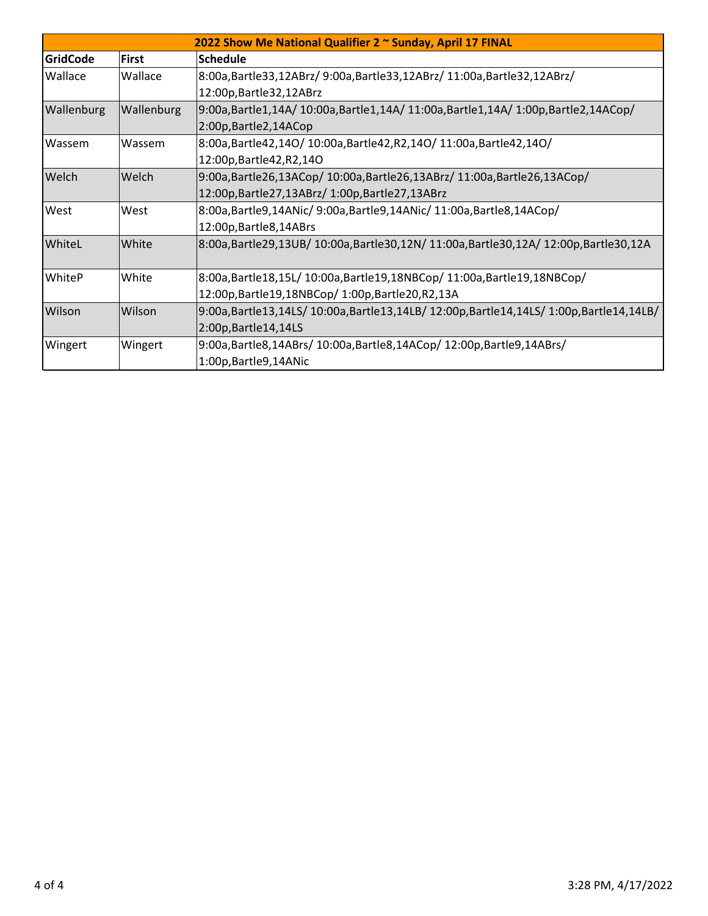| 2022 Show Me National Qualifier 2 ~ Sunday, April 17 FINAL | | |
|---|---|---|
| **GridCode** | **First** | **Schedule** |
| Wallace | Wallace | 8:00a,Bartle33,12ABrz/ 9:00a,Bartle33,12ABrz/ 11:00a,Bartle32,12ABrz/ 12:00p,Bartle32,12ABrz |
| Wallenburg | Wallenburg | 9:00a,Bartle1,14A/ 10:00a,Bartle1,14A/ 11:00a,Bartle1,14A/ 1:00p,Bartle2,14ACop/ 2:00p,Bartle2,14ACop |
| Wassem | Wassem | 8:00a,Bartle42,14O/ 10:00a,Bartle42,R2,14O/ 11:00a,Bartle42,14O/ 12:00p,Bartle42,R2,14O |
| Welch | Welch | 9:00a,Bartle26,13ACop/ 10:00a,Bartle26,13ABrz/ 11:00a,Bartle26,13ACop/ 12:00p,Bartle27,13ABrz/ 1:00p,Bartle27,13ABrz |
| West | West | 8:00a,Bartle9,14ANic/ 9:00a,Bartle9,14ANic/ 11:00a,Bartle8,14ACop/ 12:00p,Bartle8,14ABrs |
| WhiteL | White | 8:00a,Bartle29,13UB/ 10:00a,Bartle30,12N/ 11:00a,Bartle30,12A/ 12:00p,Bartle30,12A |
| WhiteP | White | 8:00a,Bartle18,15L/ 10:00a,Bartle19,18NBCop/ 11:00a,Bartle19,18NBCop/ 12:00p,Bartle19,18NBCop/ 1:00p,Bartle20,R2,13A |
| Wilson | Wilson | 9:00a,Bartle13,14LS/ 10:00a,Bartle13,14LB/ 12:00p,Bartle14,14LS/ 1:00p,Bartle14,14LB/ 2:00p,Bartle14,14LS |
| Wingert | Wingert | 9:00a,Bartle8,14ABrs/ 10:00a,Bartle8,14ACop/ 12:00p,Bartle9,14ABrs/ 1:00p,Bartle9,14ANic |

3:28 PM, 4/17/2022